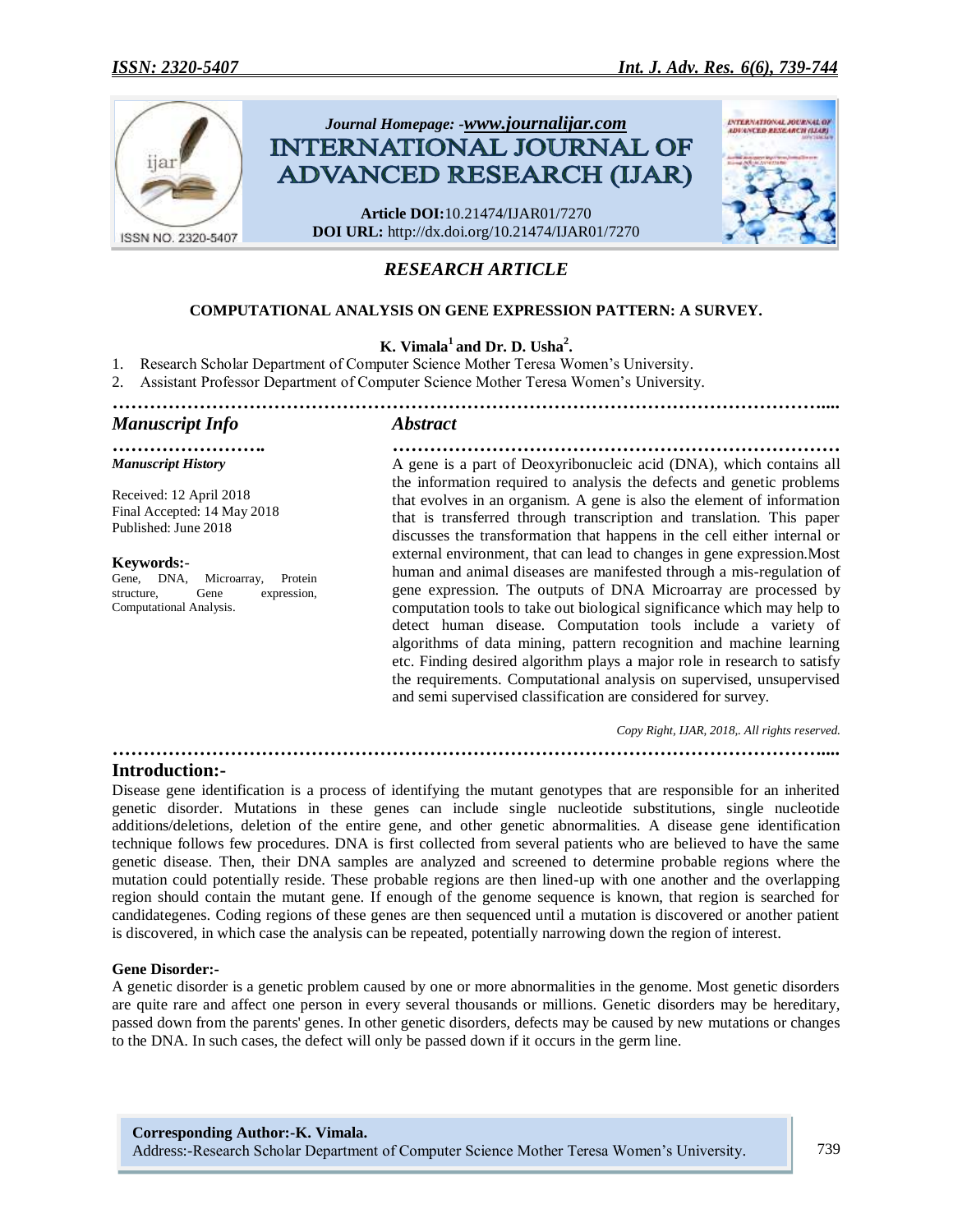Journal Homepage: -www.journalijar.com

# INTERNATIONAL JOURNAL OF ADVANCED RESEARCH (IJAR)

**Article DOI:**10.21474/IJAR01/7270
**DOI URL:** http://dx.doi.org/10.21474/IJAR01/7270

*RESEARCH ARTICLE*

## COMPUTATIONAL ANALYSIS ON GENE EXPRESSION PATTERN: A SURVEY.

**K. Vimala[1] and Dr. D. Usha[2].**

1. Research Scholar Department of Computer Science Mother Teresa Women's University.
2. Assistant Professor Department of Computer Science Mother Teresa Women's University.

### *Manuscript Info*

***Manuscript History***

Received: 12 April 2018
Final Accepted: 14 May 2018
Published: June 2018

**Keywords:-**
Gene, DNA, Microarray, Protein structure, Gene expression, Computational Analysis.

### *Abstract*

A gene is a part of Deoxyribonucleic acid (DNA), which contains all the information required to analysis the defects and genetic problems that evolves in an organism. A gene is also the element of information that is transferred through transcription and translation. This paper discusses the transformation that happens in the cell either internal or external environment, that can lead to changes in gene expression.Most human and animal diseases are manifested through a mis-regulation of gene expression. The outputs of DNA Microarray are processed by computation tools to take out biological significance which may help to detect human disease. Computation tools include a variety of algorithms of data mining, pattern recognition and machine learning etc. Finding desired algorithm plays a major role in research to satisfy the requirements. Computational analysis on supervised, unsupervised and semi supervised classification are considered for survey.

*Copy Right, IJAR, 2018,. All rights reserved.*

## Introduction:-

Disease gene identification is a process of identifying the mutant genotypes that are responsible for an inherited genetic disorder. Mutations in these genes can include single nucleotide substitutions, single nucleotide additions/deletions, deletion of the entire gene, and other genetic abnormalities. A disease gene identification technique follows few procedures. DNA is first collected from several patients who are believed to have the same genetic disease. Then, their DNA samples are analyzed and screened to determine probable regions where the mutation could potentially reside. These probable regions are then lined-up with one another and the overlapping region should contain the mutant gene. If enough of the genome sequence is known, that region is searched for candidategenes. Coding regions of these genes are then sequenced until a mutation is discovered or another patient is discovered, in which case the analysis can be repeated, potentially narrowing down the region of interest.

**Gene Disorder:-**

A genetic disorder is a genetic problem caused by one or more abnormalities in the genome. Most genetic disorders are quite rare and affect one person in every several thousands or millions. Genetic disorders may be hereditary, passed down from the parents' genes. In other genetic disorders, defects may be caused by new mutations or changes to the DNA. In such cases, the defect will only be passed down if it occurs in the germ line.

**Corresponding Author:-K. Vimala.**
Address:-Research Scholar Department of Computer Science Mother Teresa Women's University.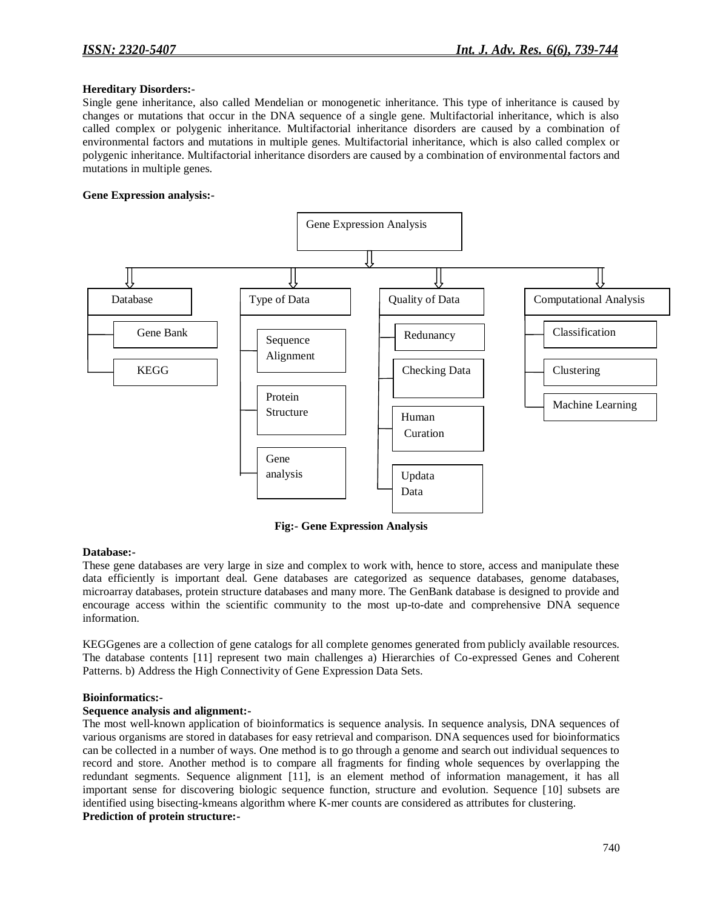**Hereditary Disorders:-**

Single gene inheritance, also called Mendelian or monogenetic inheritance. This type of inheritance is caused by changes or mutations that occur in the DNA sequence of a single gene. Multifactorial inheritance, which is also called complex or polygenic inheritance. Multifactorial inheritance disorders are caused by a combination of environmental factors and mutations in multiple genes. Multifactorial inheritance, which is also called complex or polygenic inheritance. Multifactorial inheritance disorders are caused by a combination of environmental factors and mutations in multiple genes.

**Gene Expression analysis:-**

- Gene Expression Analysis
  - Database
    - Gene Bank
    - KEGG
  - Type of Data
    - Sequence Alignment
    - Protein Structure
    - Gene analysis
  - Quality of Data
    - Redunancy
    - Checking Data
    - Human Curation
    - Updata Data
  - Computational Analysis
    - Classification
    - Clustering
    - Machine Learning

**Fig:- Gene Expression Analysis**

**Database:-**

These gene databases are very large in size and complex to work with, hence to store, access and manipulate these data efficiently is important deal. Gene databases are categorized as sequence databases, genome databases, microarray databases, protein structure databases and many more. The GenBank database is designed to provide and encourage access within the scientific community to the most up-to-date and comprehensive DNA sequence information.

KEGGgenes are a collection of gene catalogs for all complete genomes generated from publicly available resources. The database contents [11] represent two main challenges a) Hierarchies of Co-expressed Genes and Coherent Patterns. b) Address the High Connectivity of Gene Expression Data Sets.

**Bioinformatics:-**

**Sequence analysis and alignment:-**

The most well-known application of bioinformatics is sequence analysis. In sequence analysis, DNA sequences of various organisms are stored in databases for easy retrieval and comparison. DNA sequences used for bioinformatics can be collected in a number of ways. One method is to go through a genome and search out individual sequences to record and store. Another method is to compare all fragments for finding whole sequences by overlapping the redundant segments. Sequence alignment [11], is an element method of information management, it has all important sense for discovering biologic sequence function, structure and evolution. Sequence [10] subsets are identified using bisecting-kmeans algorithm where K-mer counts are considered as attributes for clustering.

**Prediction of protein structure:-**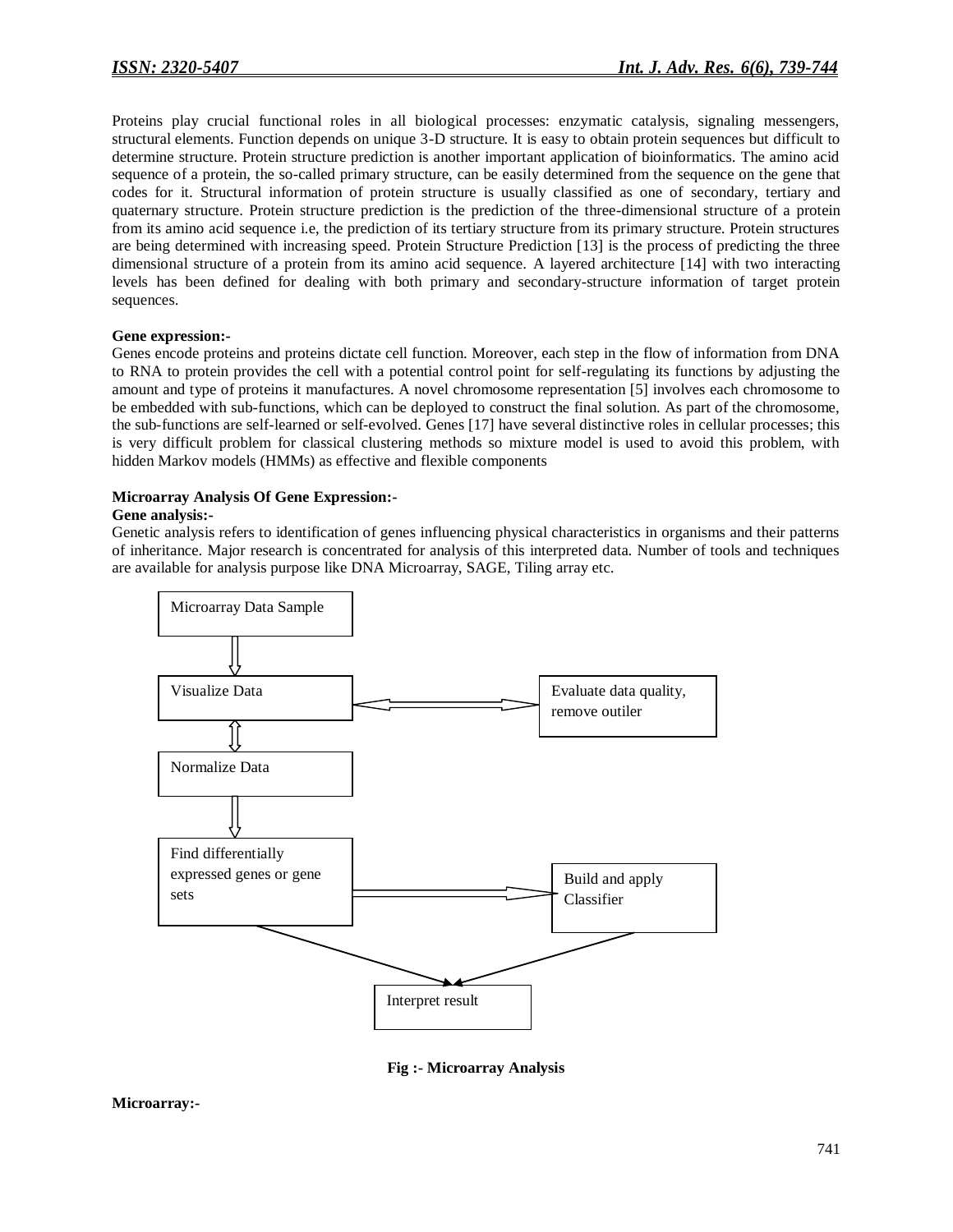Proteins play crucial functional roles in all biological processes: enzymatic catalysis, signaling messengers, structural elements. Function depends on unique 3-D structure. It is easy to obtain protein sequences but difficult to determine structure. Protein structure prediction is another important application of bioinformatics. The amino acid sequence of a protein, the so-called primary structure, can be easily determined from the sequence on the gene that codes for it. Structural information of protein structure is usually classified as one of secondary, tertiary and quaternary structure. Protein structure prediction is the prediction of the three-dimensional structure of a protein from its amino acid sequence i.e, the prediction of its tertiary structure from its primary structure. Protein structures are being determined with increasing speed. Protein Structure Prediction [13] is the process of predicting the three dimensional structure of a protein from its amino acid sequence. A layered architecture [14] with two interacting levels has been defined for dealing with both primary and secondary-structure information of target protein sequences.

**Gene expression:-**

Genes encode proteins and proteins dictate cell function. Moreover, each step in the flow of information from DNA to RNA to protein provides the cell with a potential control point for self-regulating its functions by adjusting the amount and type of proteins it manufactures. A novel chromosome representation [5] involves each chromosome to be embedded with sub-functions, which can be deployed to construct the final solution. As part of the chromosome, the sub-functions are self-learned or self-evolved. Genes [17] have several distinctive roles in cellular processes; this is very difficult problem for classical clustering methods so mixture model is used to avoid this problem, with hidden Markov models (HMMs) as effective and flexible components

**Microarray Analysis Of Gene Expression:-**

**Gene analysis:-**

Genetic analysis refers to identification of genes influencing physical characteristics in organisms and their patterns of inheritance. Major research is concentrated for analysis of this interpreted data. Number of tools and techniques are available for analysis purpose like DNA Microarray, SAGE, Tiling array etc.

Microarray Data Sample

Visualize Data

Evaluate data quality, remove outiler

Normalize Data

Find differentially expressed genes or gene sets

Build and apply Classifier

Interpret result

**Fig :- Microarray Analysis**

**Microarray:-**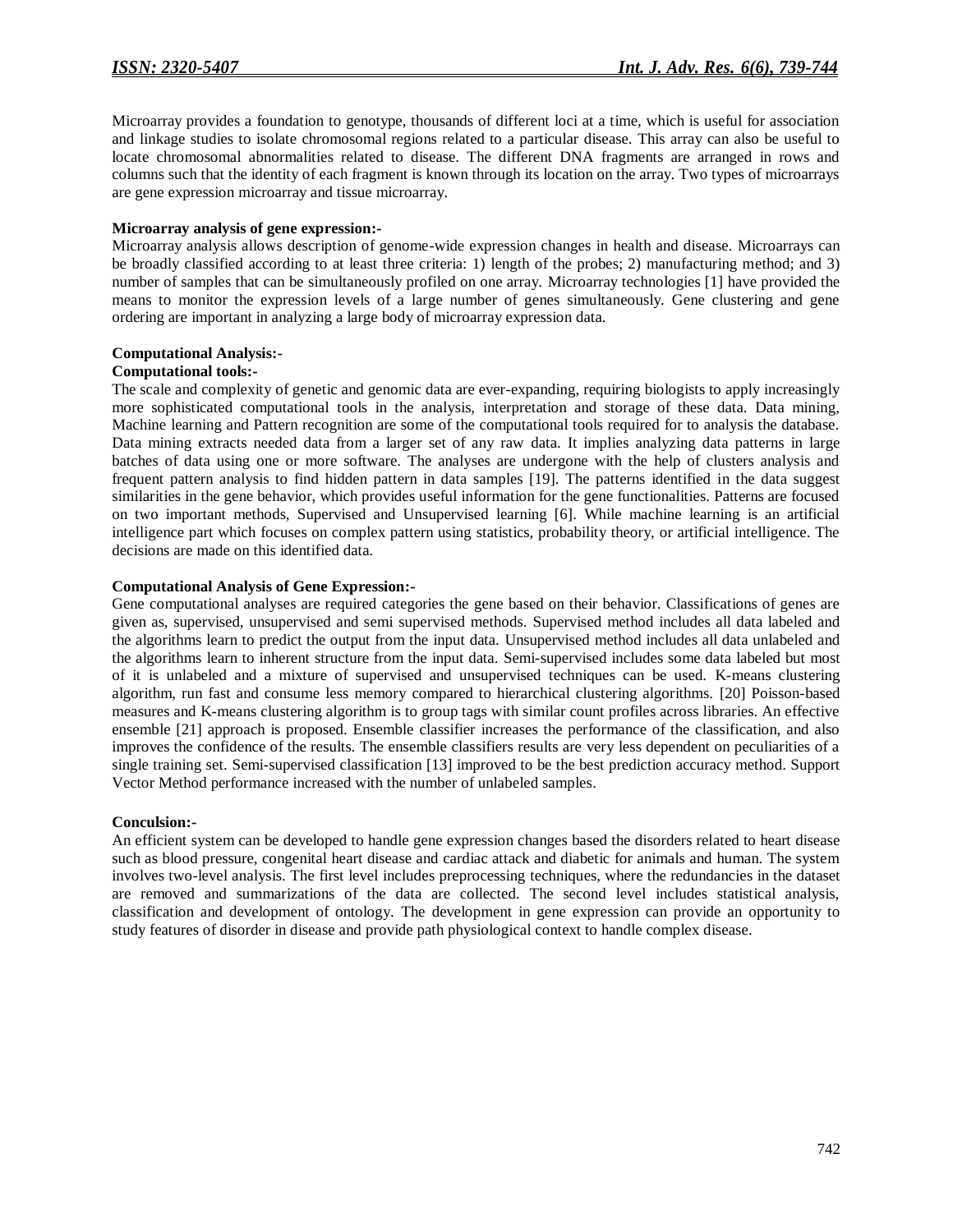Microarray provides a foundation to genotype, thousands of different loci at a time, which is useful for association and linkage studies to isolate chromosomal regions related to a particular disease. This array can also be useful to locate chromosomal abnormalities related to disease. The different DNA fragments are arranged in rows and columns such that the identity of each fragment is known through its location on the array. Two types of microarrays are gene expression microarray and tissue microarray.

**Microarray analysis of gene expression:-**

Microarray analysis allows description of genome-wide expression changes in health and disease. Microarrays can be broadly classified according to at least three criteria: 1) length of the probes; 2) manufacturing method; and 3) number of samples that can be simultaneously profiled on one array. Microarray technologies [1] have provided the means to monitor the expression levels of a large number of genes simultaneously. Gene clustering and gene ordering are important in analyzing a large body of microarray expression data.

**Computational Analysis:-**

**Computational tools:-**

The scale and complexity of genetic and genomic data are ever-expanding, requiring biologists to apply increasingly more sophisticated computational tools in the analysis, interpretation and storage of these data. Data mining, Machine learning and Pattern recognition are some of the computational tools required for to analysis the database. Data mining extracts needed data from a larger set of any raw data. It implies analyzing data patterns in large batches of data using one or more software. The analyses are undergone with the help of clusters analysis and frequent pattern analysis to find hidden pattern in data samples [19]. The patterns identified in the data suggest similarities in the gene behavior, which provides useful information for the gene functionalities. Patterns are focused on two important methods, Supervised and Unsupervised learning [6]. While machine learning is an artificial intelligence part which focuses on complex pattern using statistics, probability theory, or artificial intelligence. The decisions are made on this identified data.

**Computational Analysis of Gene Expression:-**

Gene computational analyses are required categories the gene based on their behavior. Classifications of genes are given as, supervised, unsupervised and semi supervised methods. Supervised method includes all data labeled and the algorithms learn to predict the output from the input data. Unsupervised method includes all data unlabeled and the algorithms learn to inherent structure from the input data. Semi-supervised includes some data labeled but most of it is unlabeled and a mixture of supervised and unsupervised techniques can be used. K-means clustering algorithm, run fast and consume less memory compared to hierarchical clustering algorithms. [20] Poisson-based measures and K-means clustering algorithm is to group tags with similar count profiles across libraries. An effective ensemble [21] approach is proposed. Ensemble classifier increases the performance of the classification, and also improves the confidence of the results. The ensemble classifiers results are very less dependent on peculiarities of a single training set. Semi-supervised classification [13] improved to be the best prediction accuracy method. Support Vector Method performance increased with the number of unlabeled samples.

**Conculsion:-**

An efficient system can be developed to handle gene expression changes based the disorders related to heart disease such as blood pressure, congenital heart disease and cardiac attack and diabetic for animals and human. The system involves two-level analysis. The first level includes preprocessing techniques, where the redundancies in the dataset are removed and summarizations of the data are collected. The second level includes statistical analysis, classification and development of ontology. The development in gene expression can provide an opportunity to study features of disorder in disease and provide path physiological context to handle complex disease.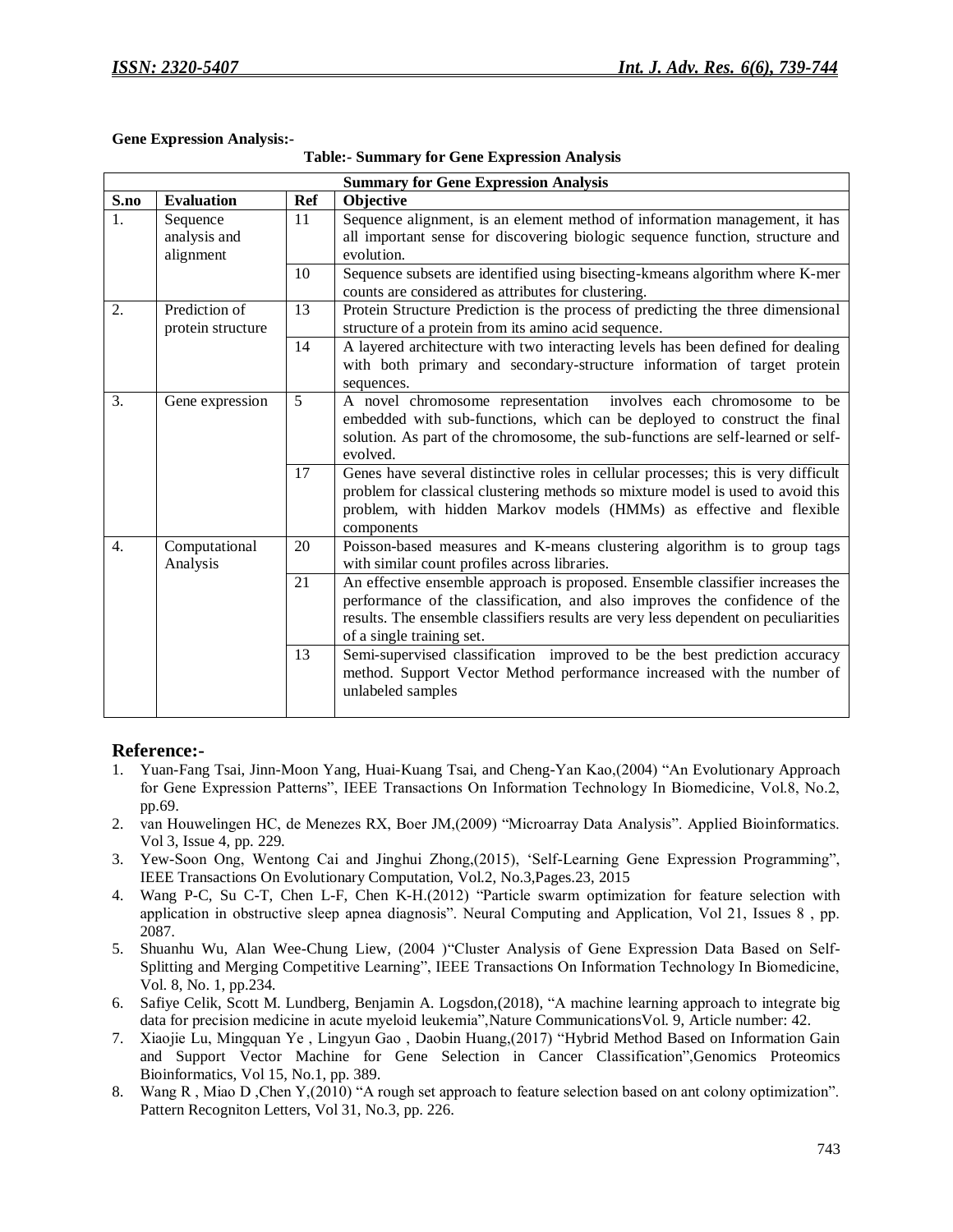**Gene Expression Analysis:-**

**Table:- Summary for Gene Expression Analysis**

| Summary for Gene Expression Analysis | | | |
|---|---|---|---|
| **S.no** | **Evaluation** | **Ref** | **Objective** |
| 1. | Sequence analysis and alignment | 11 | Sequence alignment, is an element method of information management, it has all important sense for discovering biologic sequence function, structure and evolution. |
| | | 10 | Sequence subsets are identified using bisecting-kmeans algorithm where K-mer counts are considered as attributes for clustering. |
| 2. | Prediction of protein structure | 13 | Protein Structure Prediction is the process of predicting the three dimensional structure of a protein from its amino acid sequence. |
| | | 14 | A layered architecture with two interacting levels has been defined for dealing with both primary and secondary-structure information of target protein sequences. |
| 3. | Gene expression | 5 | A novel chromosome representation involves each chromosome to be embedded with sub-functions, which can be deployed to construct the final solution. As part of the chromosome, the sub-functions are self-learned or self-evolved. |
| | | 17 | Genes have several distinctive roles in cellular processes; this is very difficult problem for classical clustering methods so mixture model is used to avoid this problem, with hidden Markov models (HMMs) as effective and flexible components |
| 4. | Computational Analysis | 20 | Poisson-based measures and K-means clustering algorithm is to group tags with similar count profiles across libraries. |
| | | 21 | An effective ensemble approach is proposed. Ensemble classifier increases the performance of the classification, and also improves the confidence of the results. The ensemble classifiers results are very less dependent on peculiarities of a single training set. |
| | | 13 | Semi-supervised classification improved to be the best prediction accuracy method. Support Vector Method performance increased with the number of unlabeled samples |

## Reference:-

1. Yuan-Fang Tsai, Jinn-Moon Yang, Huai-Kuang Tsai, and Cheng-Yan Kao,(2004) "An Evolutionary Approach for Gene Expression Patterns", IEEE Transactions On Information Technology In Biomedicine, Vol.8, No.2, pp.69.
2. van Houwelingen HC, de Menezes RX, Boer JM,(2009) "Microarray Data Analysis". Applied Bioinformatics. Vol 3, Issue 4, pp. 229.
3. Yew-Soon Ong, Wentong Cai and Jinghui Zhong,(2015), 'Self-Learning Gene Expression Programming", IEEE Transactions On Evolutionary Computation, Vol.2, No.3,Pages.23, 2015
4. Wang P-C, Su C-T, Chen L-F, Chen K-H.(2012) "Particle swarm optimization for feature selection with application in obstructive sleep apnea diagnosis". Neural Computing and Application, Vol 21, Issues 8 , pp. 2087.
5. Shuanhu Wu, Alan Wee-Chung Liew, (2004 )"Cluster Analysis of Gene Expression Data Based on Self-Splitting and Merging Competitive Learning", IEEE Transactions On Information Technology In Biomedicine, Vol. 8, No. 1, pp.234.
6. Safiye Celik, Scott M. Lundberg, Benjamin A. Logsdon,(2018), "A machine learning approach to integrate big data for precision medicine in acute myeloid leukemia",Nature CommunicationsVol. 9, Article number: 42.
7. Xiaojie Lu, Mingquan Ye , Lingyun Gao , Daobin Huang,(2017) "Hybrid Method Based on Information Gain and Support Vector Machine for Gene Selection in Cancer Classification",Genomics Proteomics Bioinformatics, Vol 15, No.1, pp. 389.
8. Wang R , Miao D ,Chen Y,(2010) "A rough set approach to feature selection based on ant colony optimization". Pattern Recogniton Letters, Vol 31, No.3, pp. 226.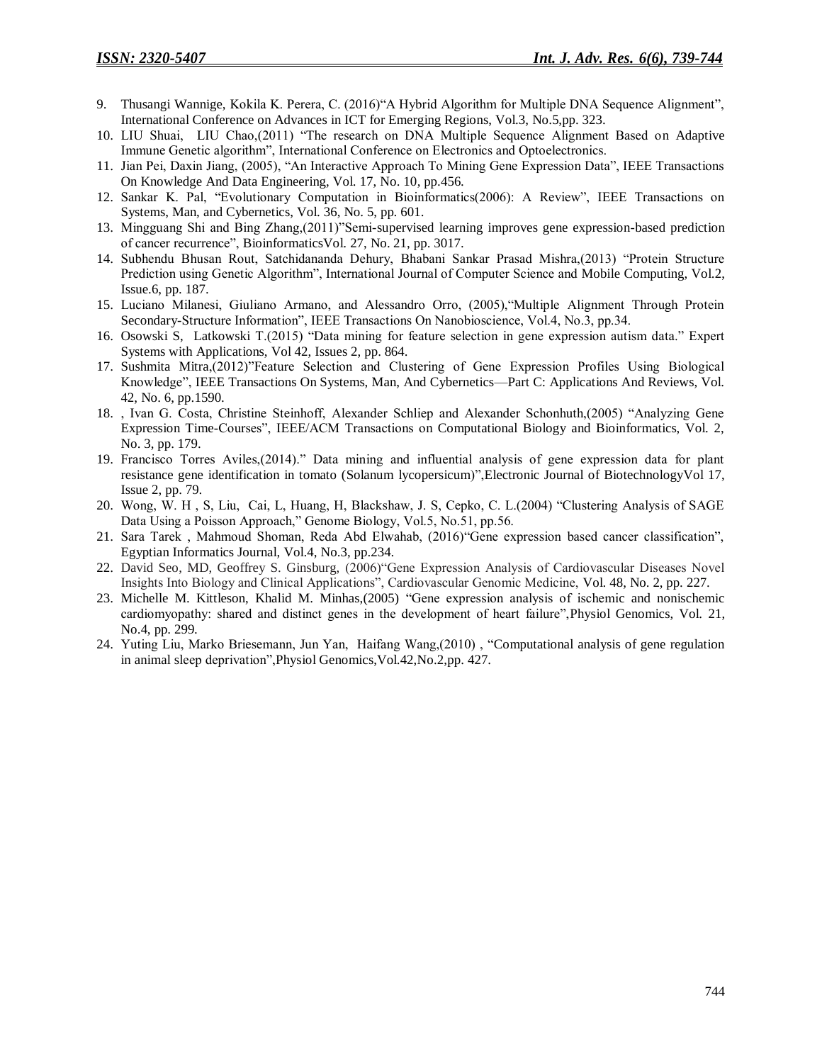9. Thusangi Wannige, Kokila K. Perera, C. (2016)“A Hybrid Algorithm for Multiple DNA Sequence Alignment”, International Conference on Advances in ICT for Emerging Regions, Vol.3, No.5,pp. 323.
10. LIU Shuai, LIU Chao,(2011) “The research on DNA Multiple Sequence Alignment Based on Adaptive Immune Genetic algorithm”, International Conference on Electronics and Optoelectronics.
11. Jian Pei, Daxin Jiang, (2005), “An Interactive Approach To Mining Gene Expression Data”, IEEE Transactions On Knowledge And Data Engineering, Vol. 17, No. 10, pp.456.
12. Sankar K. Pal, “Evolutionary Computation in Bioinformatics(2006): A Review”, IEEE Transactions on Systems, Man, and Cybernetics, Vol. 36, No. 5, pp. 601.
13. Mingguang Shi and Bing Zhang,(2011)”Semi-supervised learning improves gene expression-based prediction of cancer recurrence”, BioinformaticsVol. 27, No. 21, pp. 3017.
14. Subhendu Bhusan Rout, Satchidananda Dehury, Bhabani Sankar Prasad Mishra,(2013) “Protein Structure Prediction using Genetic Algorithm”, International Journal of Computer Science and Mobile Computing, Vol.2, Issue.6, pp. 187.
15. Luciano Milanesi, Giuliano Armano, and Alessandro Orro, (2005),“Multiple Alignment Through Protein Secondary-Structure Information”, IEEE Transactions On Nanobioscience, Vol.4, No.3, pp.34.
16. Osowski S, Latkowski T.(2015) “Data mining for feature selection in gene expression autism data.” Expert Systems with Applications, Vol 42, Issues 2, pp. 864.
17. Sushmita Mitra,(2012)”Feature Selection and Clustering of Gene Expression Profiles Using Biological Knowledge”, IEEE Transactions On Systems, Man, And Cybernetics—Part C: Applications And Reviews, Vol. 42, No. 6, pp.1590.
18. , Ivan G. Costa, Christine Steinhoff, Alexander Schliep and Alexander Schonhuth,(2005) “Analyzing Gene Expression Time-Courses”, IEEE/ACM Transactions on Computational Biology and Bioinformatics, Vol. 2, No. 3, pp. 179.
19. Francisco Torres Aviles,(2014).” Data mining and influential analysis of gene expression data for plant resistance gene identification in tomato (Solanum lycopersicum)”,Electronic Journal of BiotechnologyVol 17, Issue 2, pp. 79.
20. Wong, W. H , S, Liu, Cai, L, Huang, H, Blackshaw, J. S, Cepko, C. L.(2004) “Clustering Analysis of SAGE Data Using a Poisson Approach,” Genome Biology, Vol.5, No.51, pp.56.
21. Sara Tarek , Mahmoud Shoman, Reda Abd Elwahab, (2016)“Gene expression based cancer classification”, Egyptian Informatics Journal, Vol.4, No.3, pp.234.
22. David Seo, MD, Geoffrey S. Ginsburg, (2006)“Gene Expression Analysis of Cardiovascular Diseases Novel Insights Into Biology and Clinical Applications”, Cardiovascular Genomic Medicine, Vol. 48, No. 2, pp. 227.
23. Michelle M. Kittleson, Khalid M. Minhas,(2005) “Gene expression analysis of ischemic and nonischemic cardiomyopathy: shared and distinct genes in the development of heart failure”,Physiol Genomics, Vol. 21, No.4, pp. 299.
24. Yuting Liu, Marko Briesemann, Jun Yan, Haifang Wang,(2010) , “Computational analysis of gene regulation in animal sleep deprivation”,Physiol Genomics,Vol.42,No.2,pp. 427.